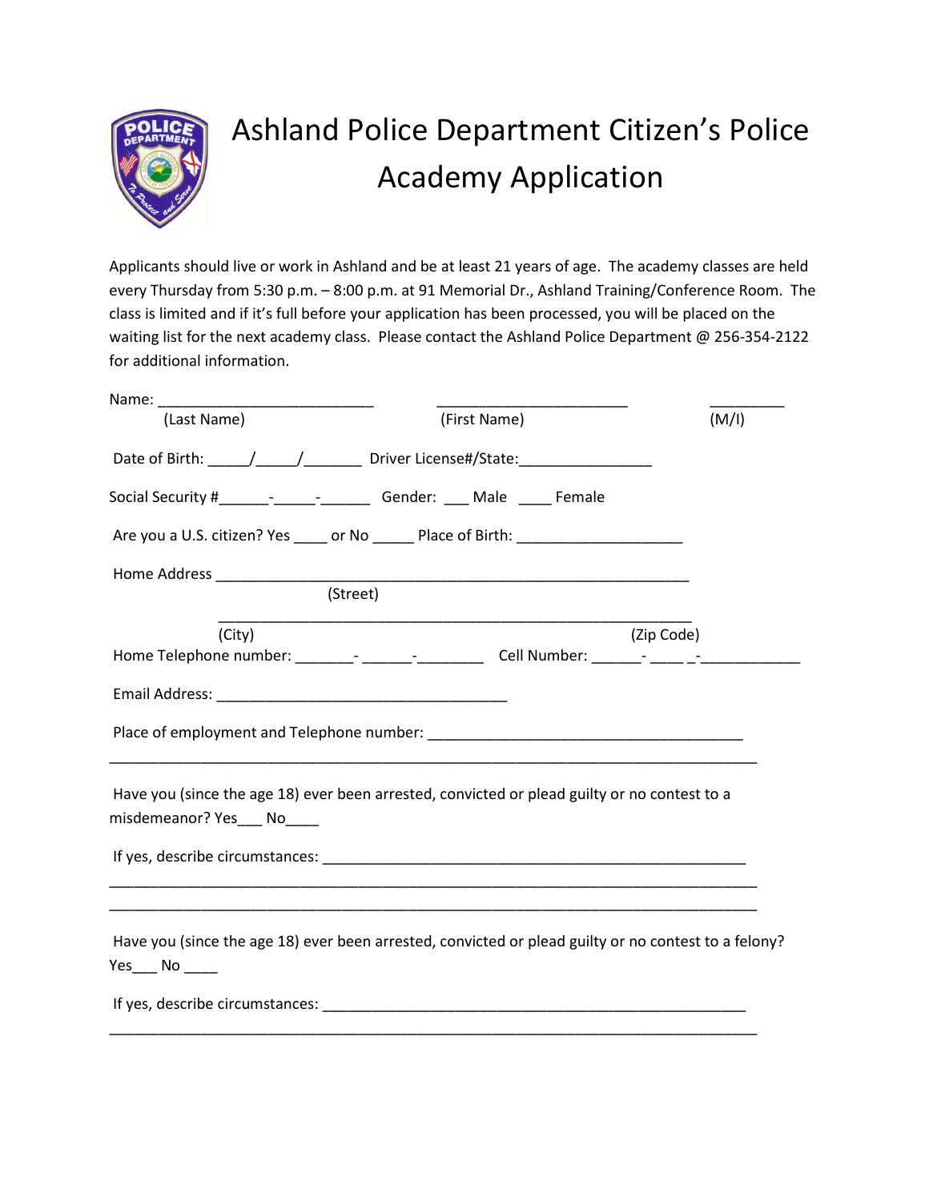# Ashland Police Department Citizen's Police Academy Application

Applicants should live or work in Ashland and be at least 21 years of age. The academy classes are held every Thursday from 5:30 p.m. – 8:00 p.m. at 91 Memorial Dr., Ashland Training/Conference Room. The class is limited and if it's full before your application has been processed, you will be placed on the waiting list for the next academy class. Please contact the Ashland Police Department @ 256-354-2122 for additional information.

Name: ___________________________ ________________________ _________
(Last Name) (First Name) (M/I)

Date of Birth: _____/_____/_______ Driver License#/State:________________

Social Security #______-_____-______ Gender: ___ Male ____ Female

Are you a U.S. citizen? Yes ____ or No _____ Place of Birth: ____________________

Home Address ___________________________________________________________
(Street)

___________________________________________________________
(City) (Zip Code)

Home Telephone number: _______- ______-________ Cell Number: ______- ____ _-____________

Email Address: ____________________________________

Place of employment and Telephone number: ________________________________________

_________________________________________________________________________________

Have you (since the age 18) ever been arrested, convicted or plead guilty or no contest to a misdemeanor? Yes___ No____

If yes, describe circumstances: ______________________________________________________

_________________________________________________________________________________

_________________________________________________________________________________

Have you (since the age 18) ever been arrested, convicted or plead guilty or no contest to a felony? Yes___ No ____

If yes, describe circumstances: ______________________________________________________

_________________________________________________________________________________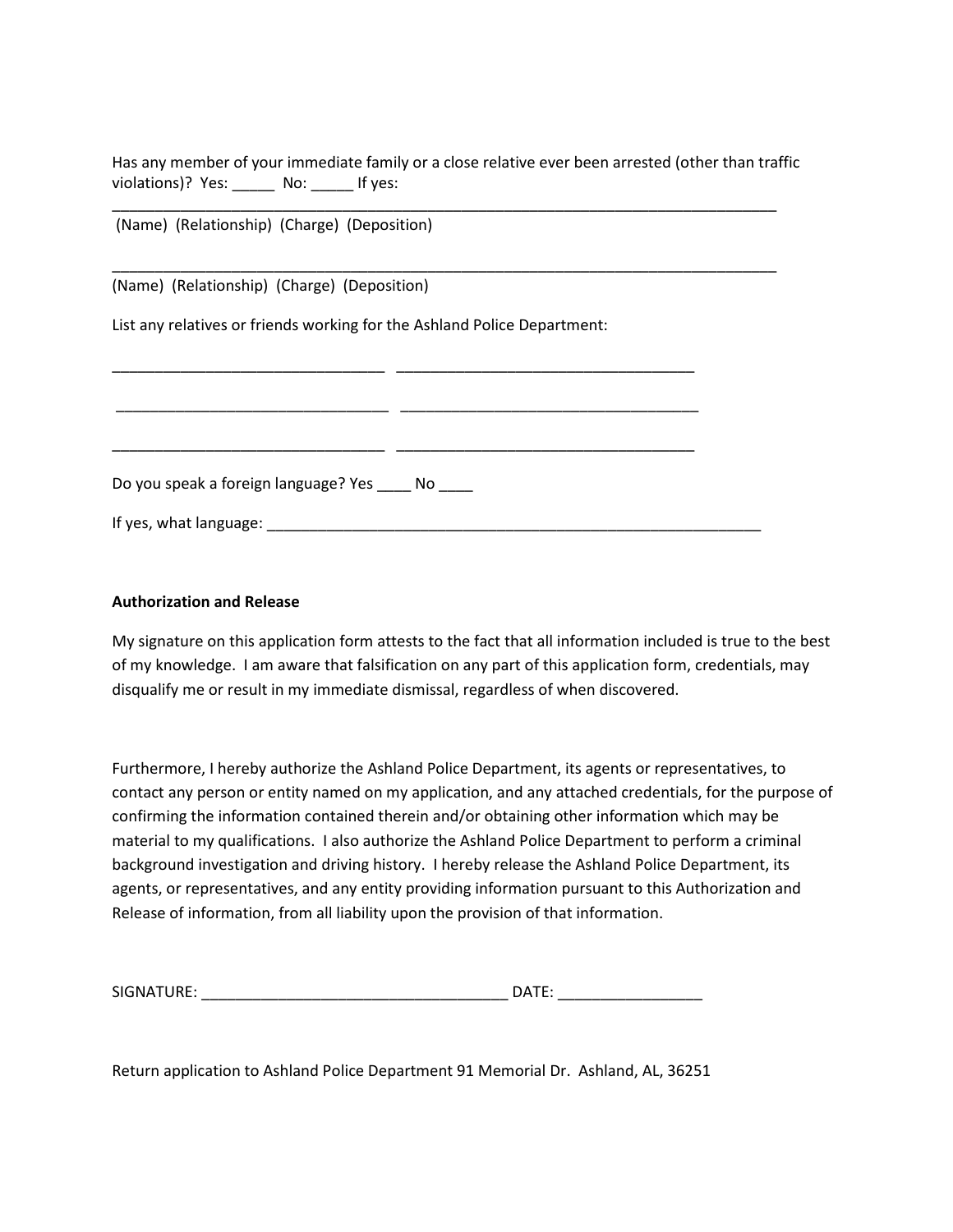Has any member of your immediate family or a close relative ever been arrested (other than traffic violations)? Yes: _____ No: _____ If yes:

_______________________________________________________________________________

(Name) (Relationship) (Charge) (Deposition)

_______________________________________________________________________________

(Name) (Relationship) (Charge) (Deposition)

List any relatives or friends working for the Ashland Police Department:

________________________________ ___________________________________

________________________________ ___________________________________

________________________________ ___________________________________

Do you speak a foreign language? Yes ____ No ____

If yes, what language: ____________________________________________________________

**Authorization and Release**

My signature on this application form attests to the fact that all information included is true to the best of my knowledge. I am aware that falsification on any part of this application form, credentials, may disqualify me or result in my immediate dismissal, regardless of when discovered.

Furthermore, I hereby authorize the Ashland Police Department, its agents or representatives, to contact any person or entity named on my application, and any attached credentials, for the purpose of confirming the information contained therein and/or obtaining other information which may be material to my qualifications. I also authorize the Ashland Police Department to perform a criminal background investigation and driving history. I hereby release the Ashland Police Department, its agents, or representatives, and any entity providing information pursuant to this Authorization and Release of information, from all liability upon the provision of that information.

SIGNATURE: ____________________________________ DATE: _________________

Return application to Ashland Police Department 91 Memorial Dr. Ashland, AL, 36251